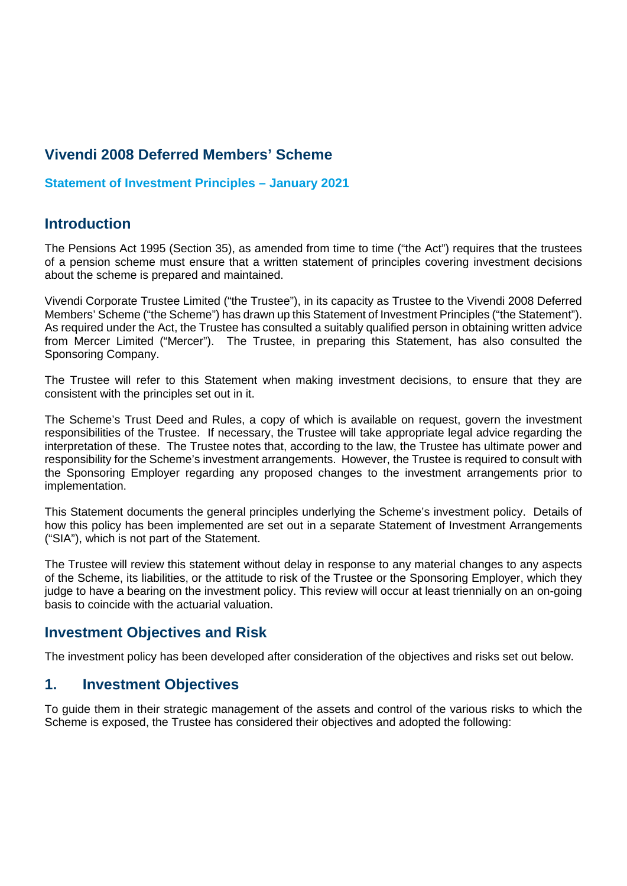# Vivendi 2008 Deferred Members' Scheme

### Statement of Investment Principles – January 2021

## Introduction

The Pensions Act 1995 (Section 35), as amended from time to time ("the Act") requires that the trustees of a pension scheme must ensure that a written statement of principles covering investment decisions about the scheme is prepared and maintained.

Vivendi Corporate Trustee Limited ("the Trustee"), in its capacity as Trustee to the Vivendi 2008 Deferred Members' Scheme ("the Scheme") has drawn up this Statement of Investment Principles ("the Statement"). As required under the Act, the Trustee has consulted a suitably qualified person in obtaining written advice from Mercer Limited ("Mercer"). The Trustee, in preparing this Statement, has also consulted the Sponsoring Company.

The Trustee will refer to this Statement when making investment decisions, to ensure that they are consistent with the principles set out in it.

The Scheme's Trust Deed and Rules, a copy of which is available on request, govern the investment responsibilities of the Trustee. If necessary, the Trustee will take appropriate legal advice regarding the interpretation of these. The Trustee notes that, according to the law, the Trustee has ultimate power and responsibility for the Scheme's investment arrangements. However, the Trustee is required to consult with the Sponsoring Employer regarding any proposed changes to the investment arrangements prior to implementation.

This Statement documents the general principles underlying the Scheme's investment policy. Details of how this policy has been implemented are set out in a separate Statement of Investment Arrangements ("SIA"), which is not part of the Statement.

The Trustee will review this statement without delay in response to any material changes to any aspects of the Scheme, its liabilities, or the attitude to risk of the Trustee or the Sponsoring Employer, which they judge to have a bearing on the investment policy. This review will occur at least triennially on an on-going basis to coincide with the actuarial valuation.

## Investment Objectives and Risk

The investment policy has been developed after consideration of the objectives and risks set out below.

## 1. Investment Objectives

To guide them in their strategic management of the assets and control of the various risks to which the Scheme is exposed, the Trustee has considered their objectives and adopted the following: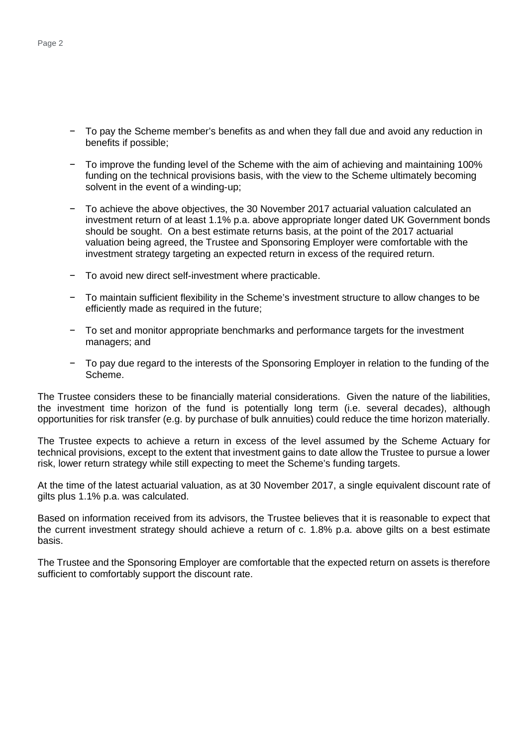- To pay the Scheme member's benefits as and when they fall due and avoid any reduction in benefits if possible;
- To improve the funding level of the Scheme with the aim of achieving and maintaining 100% funding on the technical provisions basis, with the view to the Scheme ultimately becoming solvent in the event of a winding-up;
- To achieve the above objectives, the 30 November 2017 actuarial valuation calculated an investment return of at least 1.1% p.a. above appropriate longer dated UK Government bonds should be sought. On a best estimate returns basis, at the point of the 2017 actuarial valuation being agreed, the Trustee and Sponsoring Employer were comfortable with the investment strategy targeting an expected return in excess of the required return.
- To avoid new direct self-investment where practicable.
- To maintain sufficient flexibility in the Scheme's investment structure to allow changes to be efficiently made as required in the future;
- To set and monitor appropriate benchmarks and performance targets for the investment managers; and
- To pay due regard to the interests of the Sponsoring Employer in relation to the funding of the Scheme.

The Trustee considers these to be financially material considerations. Given the nature of the liabilities, the investment time horizon of the fund is potentially long term (i.e. several decades), although opportunities for risk transfer (e.g. by purchase of bulk annuities) could reduce the time horizon materially.

The Trustee expects to achieve a return in excess of the level assumed by the Scheme Actuary for technical provisions, except to the extent that investment gains to date allow the Trustee to pursue a lower risk, lower return strategy while still expecting to meet the Scheme's funding targets.

At the time of the latest actuarial valuation, as at 30 November 2017, a single equivalent discount rate of gilts plus 1.1% p.a. was calculated.

Based on information received from its advisors, the Trustee believes that it is reasonable to expect that the current investment strategy should achieve a return of c. 1.8% p.a. above gilts on a best estimate basis.

The Trustee and the Sponsoring Employer are comfortable that the expected return on assets is therefore sufficient to comfortably support the discount rate.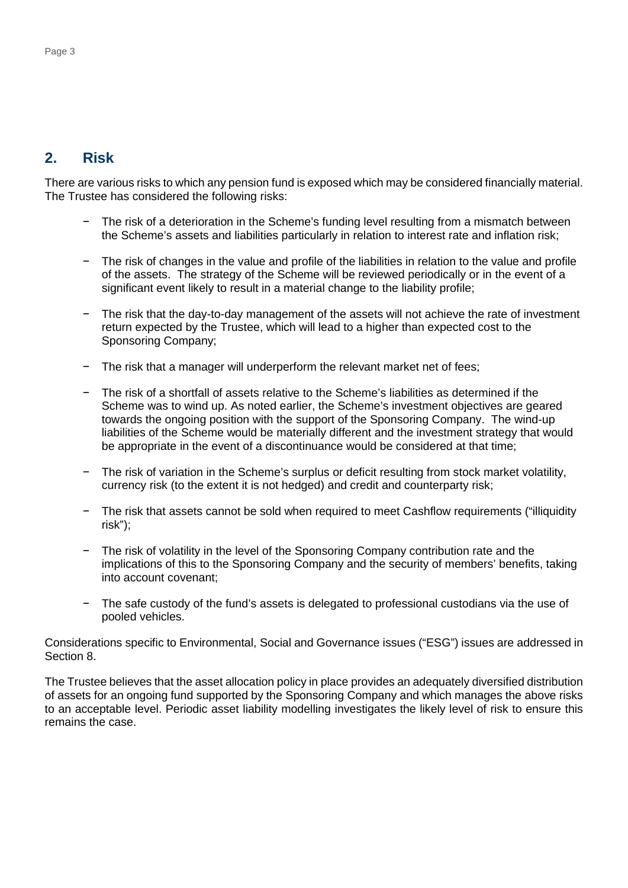## 2. Risk

There are various risks to which any pension fund is exposed which may be considered financially material. The Trustee has considered the following risks:

- The risk of a deterioration in the Scheme's funding level resulting from a mismatch between the Scheme's assets and liabilities particularly in relation to interest rate and inflation risk;
- The risk of changes in the value and profile of the liabilities in relation to the value and profile of the assets. The strategy of the Scheme will be reviewed periodically or in the event of a significant event likely to result in a material change to the liability profile;
- The risk that the day-to-day management of the assets will not achieve the rate of investment return expected by the Trustee, which will lead to a higher than expected cost to the Sponsoring Company;
- The risk that a manager will underperform the relevant market net of fees;
- The risk of a shortfall of assets relative to the Scheme's liabilities as determined if the Scheme was to wind up. As noted earlier, the Scheme's investment objectives are geared towards the ongoing position with the support of the Sponsoring Company. The wind-up liabilities of the Scheme would be materially different and the investment strategy that would be appropriate in the event of a discontinuance would be considered at that time;
- The risk of variation in the Scheme's surplus or deficit resulting from stock market volatility, currency risk (to the extent it is not hedged) and credit and counterparty risk;
- The risk that assets cannot be sold when required to meet Cashflow requirements ("illiquidity risk");
- The risk of volatility in the level of the Sponsoring Company contribution rate and the implications of this to the Sponsoring Company and the security of members' benefits, taking into account covenant;
- The safe custody of the fund's assets is delegated to professional custodians via the use of pooled vehicles.

Considerations specific to Environmental, Social and Governance issues ("ESG") issues are addressed in Section 8.

The Trustee believes that the asset allocation policy in place provides an adequately diversified distribution of assets for an ongoing fund supported by the Sponsoring Company and which manages the above risks to an acceptable level. Periodic asset liability modelling investigates the likely level of risk to ensure this remains the case.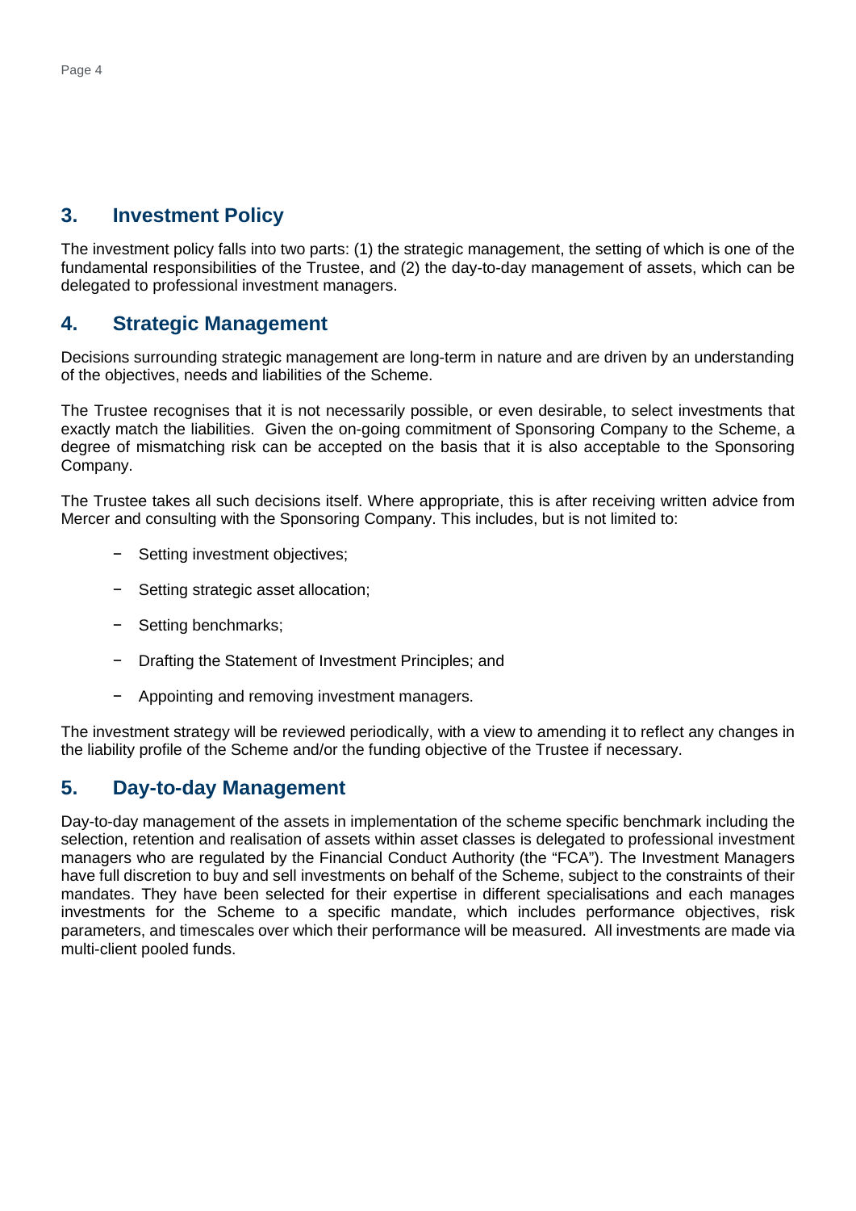## 3. Investment Policy

The investment policy falls into two parts: (1) the strategic management, the setting of which is one of the fundamental responsibilities of the Trustee, and (2) the day-to-day management of assets, which can be delegated to professional investment managers.

## 4. Strategic Management

Decisions surrounding strategic management are long-term in nature and are driven by an understanding of the objectives, needs and liabilities of the Scheme.

The Trustee recognises that it is not necessarily possible, or even desirable, to select investments that exactly match the liabilities. Given the on-going commitment of Sponsoring Company to the Scheme, a degree of mismatching risk can be accepted on the basis that it is also acceptable to the Sponsoring Company.

The Trustee takes all such decisions itself. Where appropriate, this is after receiving written advice from Mercer and consulting with the Sponsoring Company. This includes, but is not limited to:

- Setting investment objectives;
- Setting strategic asset allocation;
- Setting benchmarks;
- Drafting the Statement of Investment Principles; and
- Appointing and removing investment managers.

The investment strategy will be reviewed periodically, with a view to amending it to reflect any changes in the liability profile of the Scheme and/or the funding objective of the Trustee if necessary.

## 5. Day-to-day Management

Day-to-day management of the assets in implementation of the scheme specific benchmark including the selection, retention and realisation of assets within asset classes is delegated to professional investment managers who are regulated by the Financial Conduct Authority (the "FCA"). The Investment Managers have full discretion to buy and sell investments on behalf of the Scheme, subject to the constraints of their mandates. They have been selected for their expertise in different specialisations and each manages investments for the Scheme to a specific mandate, which includes performance objectives, risk parameters, and timescales over which their performance will be measured. All investments are made via multi-client pooled funds.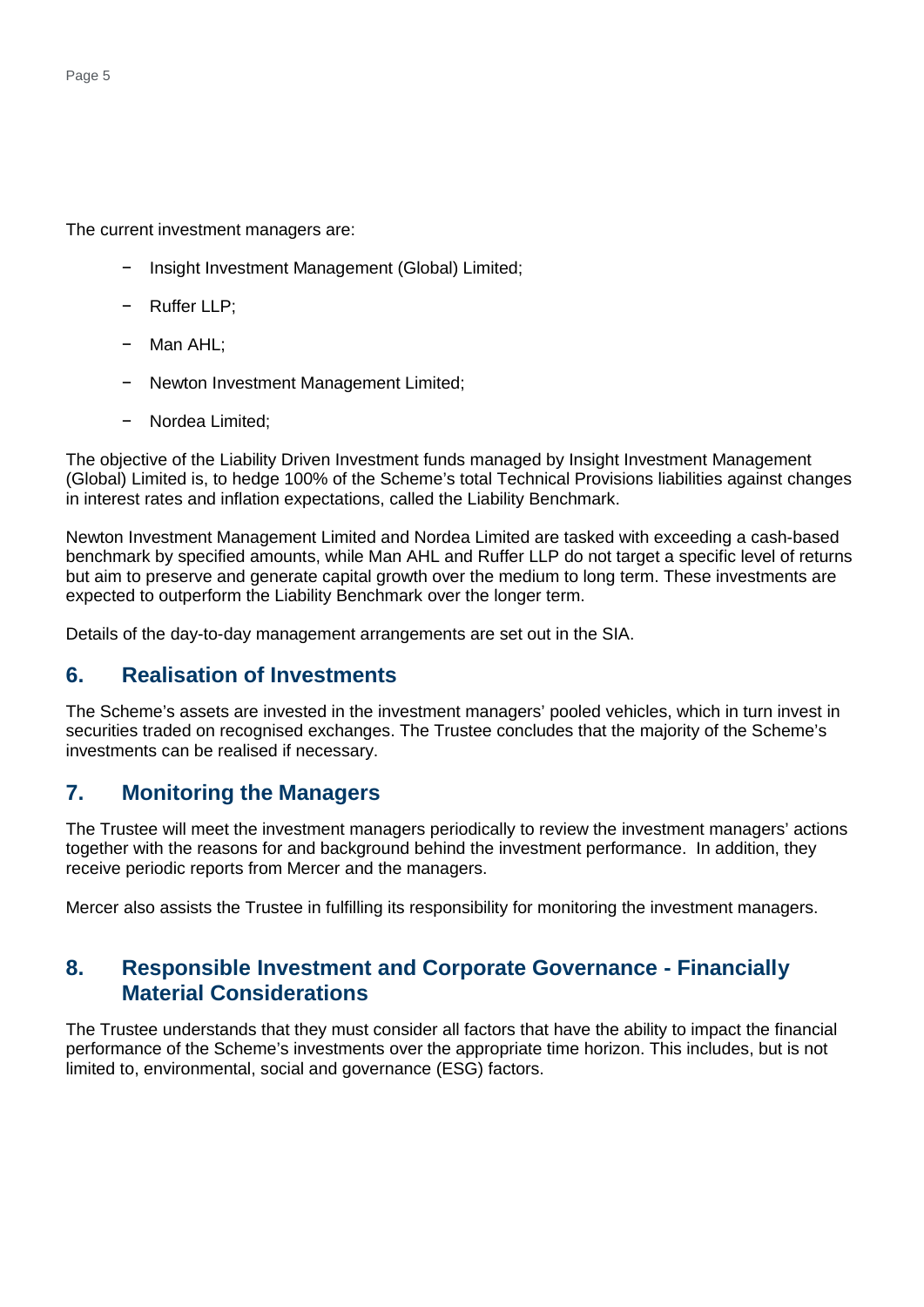The current investment managers are:

- Insight Investment Management (Global) Limited;
- Ruffer LLP;
- Man AHL;
- Newton Investment Management Limited;
- Nordea Limited;

The objective of the Liability Driven Investment funds managed by Insight Investment Management (Global) Limited is, to hedge 100% of the Scheme's total Technical Provisions liabilities against changes in interest rates and inflation expectations, called the Liability Benchmark.

Newton Investment Management Limited and Nordea Limited are tasked with exceeding a cash-based benchmark by specified amounts, while Man AHL and Ruffer LLP do not target a specific level of returns but aim to preserve and generate capital growth over the medium to long term. These investments are expected to outperform the Liability Benchmark over the longer term.

Details of the day-to-day management arrangements are set out in the SIA.

## 6. Realisation of Investments

The Scheme's assets are invested in the investment managers' pooled vehicles, which in turn invest in securities traded on recognised exchanges. The Trustee concludes that the majority of the Scheme's investments can be realised if necessary.

## 7. Monitoring the Managers

The Trustee will meet the investment managers periodically to review the investment managers' actions together with the reasons for and background behind the investment performance. In addition, they receive periodic reports from Mercer and the managers.

Mercer also assists the Trustee in fulfilling its responsibility for monitoring the investment managers.

## 8. Responsible Investment and Corporate Governance - Financially Material Considerations

The Trustee understands that they must consider all factors that have the ability to impact the financial performance of the Scheme's investments over the appropriate time horizon. This includes, but is not limited to, environmental, social and governance (ESG) factors.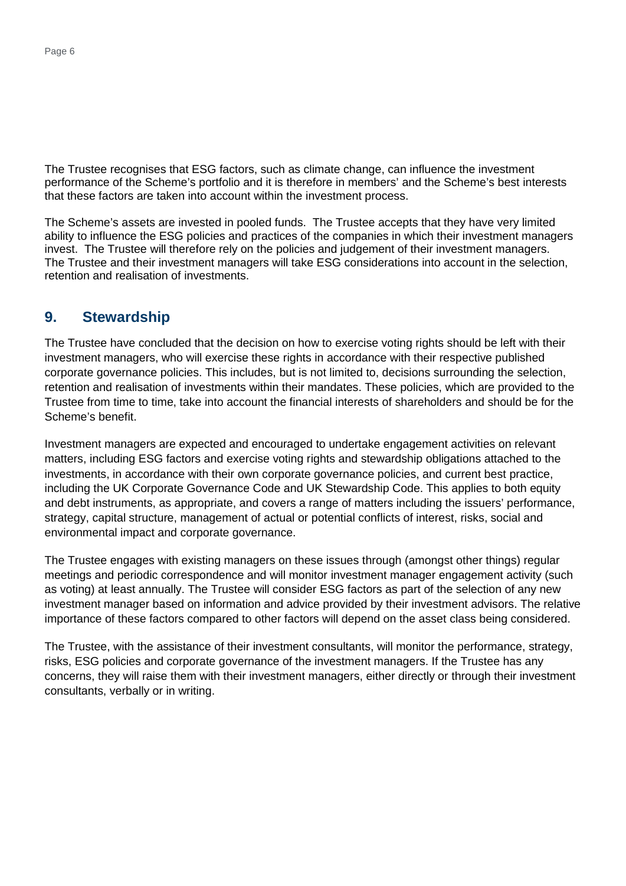The Trustee recognises that ESG factors, such as climate change, can influence the investment performance of the Scheme's portfolio and it is therefore in members' and the Scheme's best interests that these factors are taken into account within the investment process.

The Scheme's assets are invested in pooled funds. The Trustee accepts that they have very limited ability to influence the ESG policies and practices of the companies in which their investment managers invest. The Trustee will therefore rely on the policies and judgement of their investment managers. The Trustee and their investment managers will take ESG considerations into account in the selection, retention and realisation of investments.

## 9. Stewardship

The Trustee have concluded that the decision on how to exercise voting rights should be left with their investment managers, who will exercise these rights in accordance with their respective published corporate governance policies. This includes, but is not limited to, decisions surrounding the selection, retention and realisation of investments within their mandates. These policies, which are provided to the Trustee from time to time, take into account the financial interests of shareholders and should be for the Scheme's benefit.

Investment managers are expected and encouraged to undertake engagement activities on relevant matters, including ESG factors and exercise voting rights and stewardship obligations attached to the investments, in accordance with their own corporate governance policies, and current best practice, including the UK Corporate Governance Code and UK Stewardship Code. This applies to both equity and debt instruments, as appropriate, and covers a range of matters including the issuers' performance, strategy, capital structure, management of actual or potential conflicts of interest, risks, social and environmental impact and corporate governance.

The Trustee engages with existing managers on these issues through (amongst other things) regular meetings and periodic correspondence and will monitor investment manager engagement activity (such as voting) at least annually. The Trustee will consider ESG factors as part of the selection of any new investment manager based on information and advice provided by their investment advisors. The relative importance of these factors compared to other factors will depend on the asset class being considered.

The Trustee, with the assistance of their investment consultants, will monitor the performance, strategy, risks, ESG policies and corporate governance of the investment managers. If the Trustee has any concerns, they will raise them with their investment managers, either directly or through their investment consultants, verbally or in writing.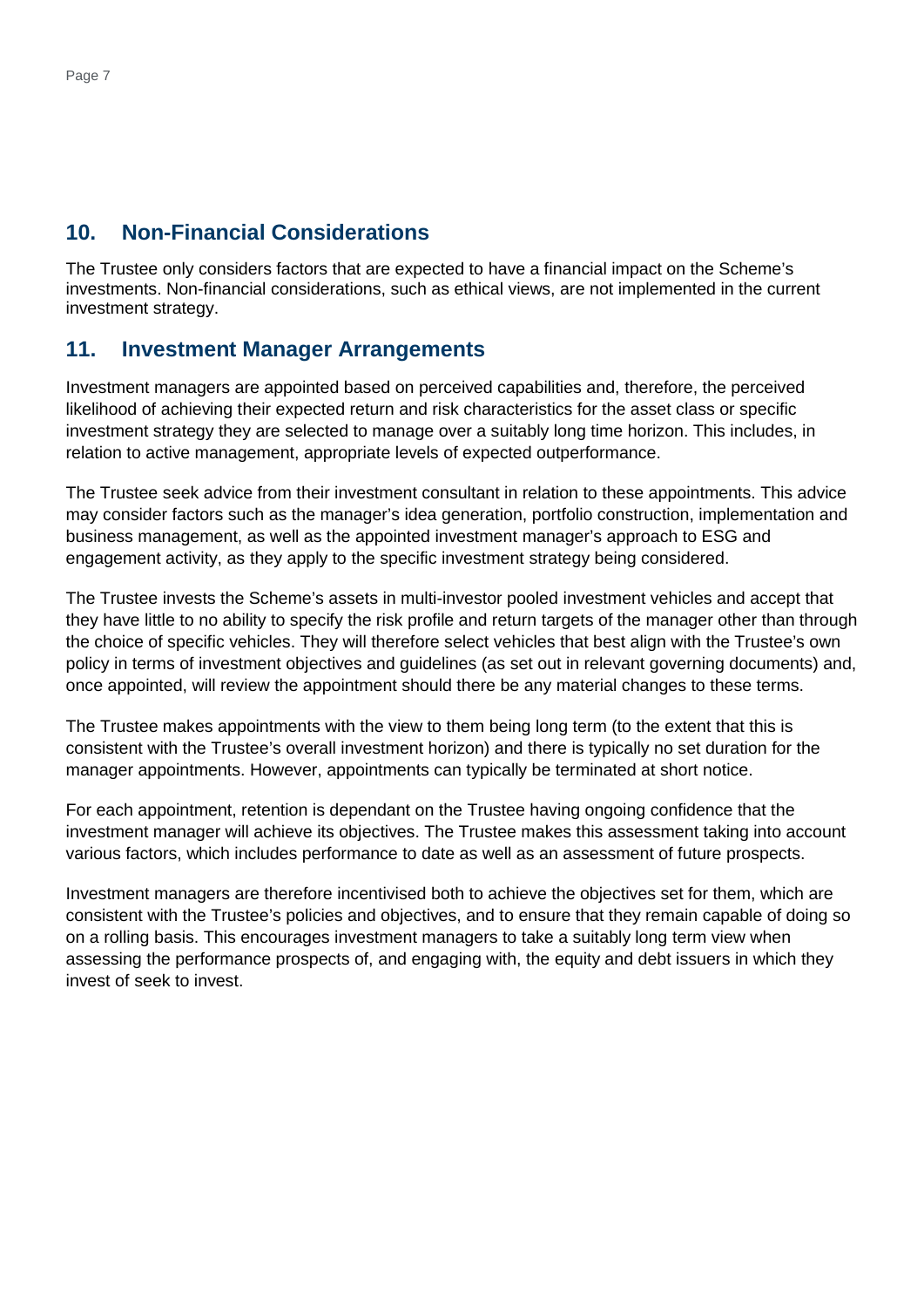## 10. Non-Financial Considerations

The Trustee only considers factors that are expected to have a financial impact on the Scheme's investments. Non-financial considerations, such as ethical views, are not implemented in the current investment strategy.

## 11. Investment Manager Arrangements

Investment managers are appointed based on perceived capabilities and, therefore, the perceived likelihood of achieving their expected return and risk characteristics for the asset class or specific investment strategy they are selected to manage over a suitably long time horizon. This includes, in relation to active management, appropriate levels of expected outperformance.

The Trustee seek advice from their investment consultant in relation to these appointments. This advice may consider factors such as the manager's idea generation, portfolio construction, implementation and business management, as well as the appointed investment manager's approach to ESG and engagement activity, as they apply to the specific investment strategy being considered.

The Trustee invests the Scheme's assets in multi-investor pooled investment vehicles and accept that they have little to no ability to specify the risk profile and return targets of the manager other than through the choice of specific vehicles. They will therefore select vehicles that best align with the Trustee's own policy in terms of investment objectives and guidelines (as set out in relevant governing documents) and, once appointed, will review the appointment should there be any material changes to these terms.

The Trustee makes appointments with the view to them being long term (to the extent that this is consistent with the Trustee's overall investment horizon) and there is typically no set duration for the manager appointments. However, appointments can typically be terminated at short notice.

For each appointment, retention is dependant on the Trustee having ongoing confidence that the investment manager will achieve its objectives. The Trustee makes this assessment taking into account various factors, which includes performance to date as well as an assessment of future prospects.

Investment managers are therefore incentivised both to achieve the objectives set for them, which are consistent with the Trustee's policies and objectives, and to ensure that they remain capable of doing so on a rolling basis. This encourages investment managers to take a suitably long term view when assessing the performance prospects of, and engaging with, the equity and debt issuers in which they invest of seek to invest.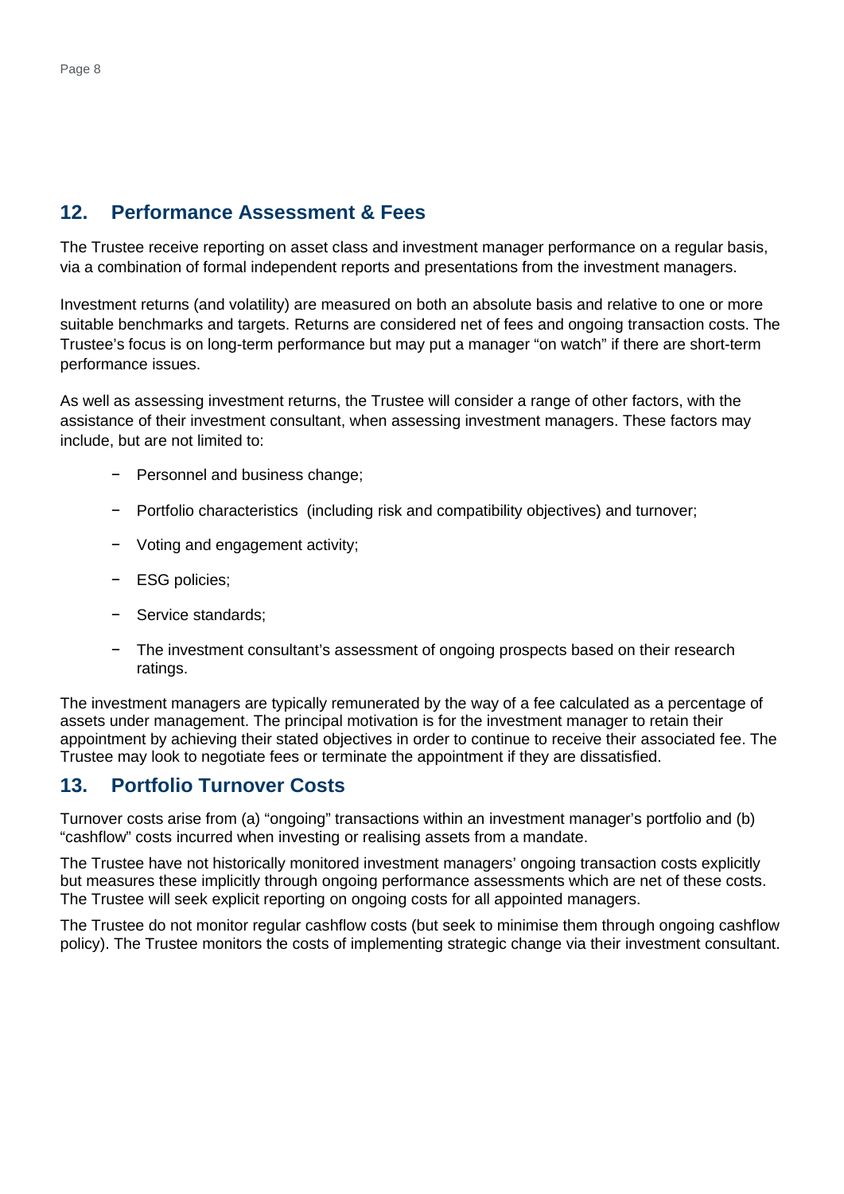## 12. Performance Assessment & Fees

The Trustee receive reporting on asset class and investment manager performance on a regular basis, via a combination of formal independent reports and presentations from the investment managers.

Investment returns (and volatility) are measured on both an absolute basis and relative to one or more suitable benchmarks and targets. Returns are considered net of fees and ongoing transaction costs. The Trustee's focus is on long-term performance but may put a manager "on watch" if there are short-term performance issues.

As well as assessing investment returns, the Trustee will consider a range of other factors, with the assistance of their investment consultant, when assessing investment managers. These factors may include, but are not limited to:

- Personnel and business change;
- Portfolio characteristics (including risk and compatibility objectives) and turnover;
- Voting and engagement activity;
- ESG policies;
- Service standards;
- The investment consultant's assessment of ongoing prospects based on their research ratings.

The investment managers are typically remunerated by the way of a fee calculated as a percentage of assets under management. The principal motivation is for the investment manager to retain their appointment by achieving their stated objectives in order to continue to receive their associated fee. The Trustee may look to negotiate fees or terminate the appointment if they are dissatisfied.

## 13. Portfolio Turnover Costs

Turnover costs arise from (a) "ongoing" transactions within an investment manager's portfolio and (b) "cashflow" costs incurred when investing or realising assets from a mandate.

The Trustee have not historically monitored investment managers' ongoing transaction costs explicitly but measures these implicitly through ongoing performance assessments which are net of these costs. The Trustee will seek explicit reporting on ongoing costs for all appointed managers.

The Trustee do not monitor regular cashflow costs (but seek to minimise them through ongoing cashflow policy). The Trustee monitors the costs of implementing strategic change via their investment consultant.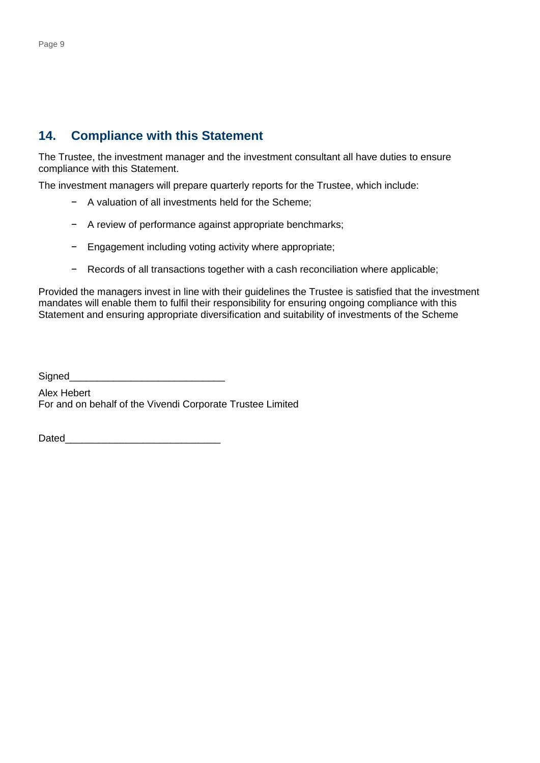## 14. Compliance with this Statement

The Trustee, the investment manager and the investment consultant all have duties to ensure compliance with this Statement.

The investment managers will prepare quarterly reports for the Trustee, which include:

- A valuation of all investments held for the Scheme;
- A review of performance against appropriate benchmarks;
- Engagement including voting activity where appropriate;
- Records of all transactions together with a cash reconciliation where applicable;

Provided the managers invest in line with their guidelines the Trustee is satisfied that the investment mandates will enable them to fulfil their responsibility for ensuring ongoing compliance with this Statement and ensuring appropriate diversification and suitability of investments of the Scheme

Signed____________________________

Alex Hebert
For and on behalf of the Vivendi Corporate Trustee Limited

Dated____________________________